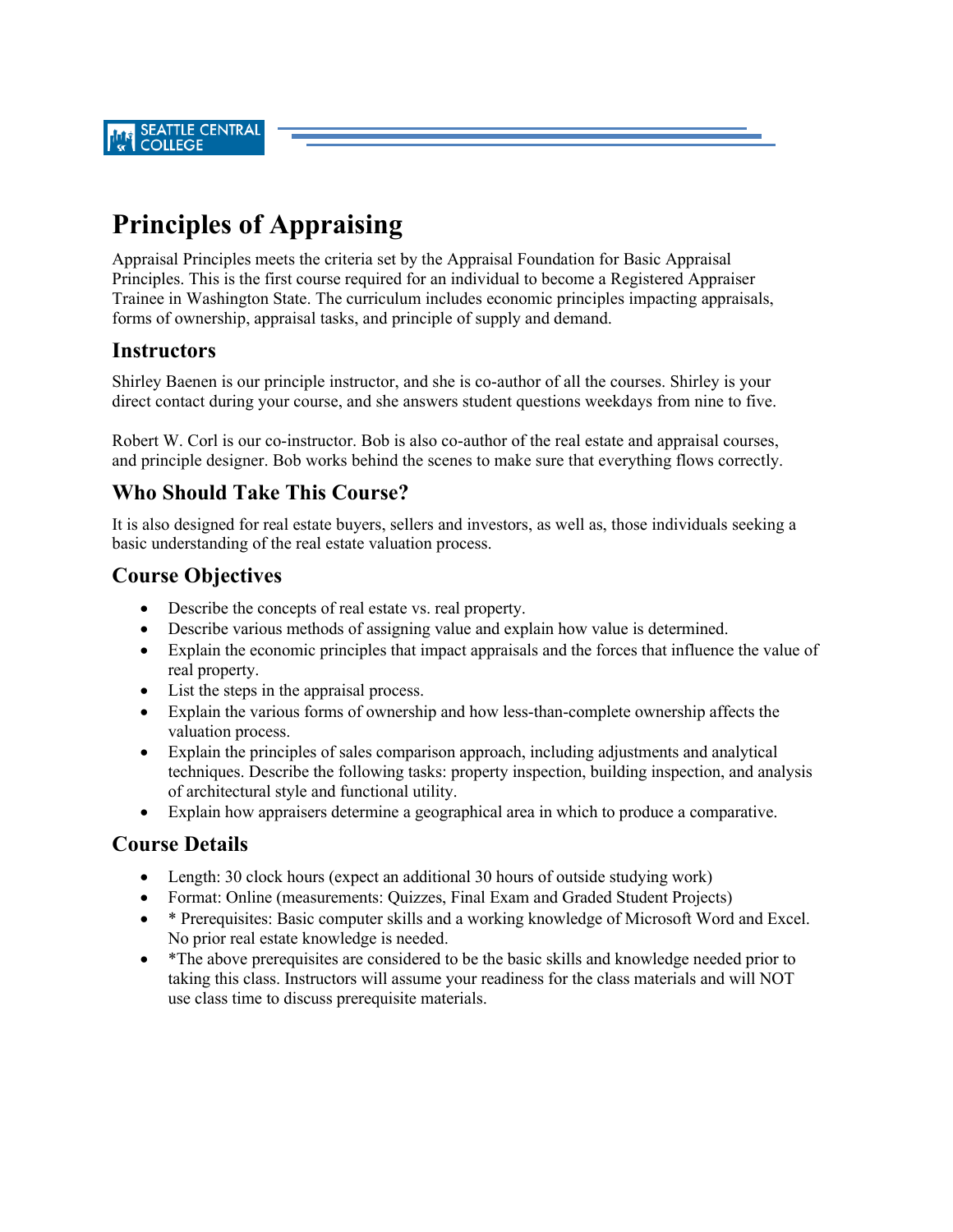# Principles of Appraising

Appraisal Principles meets the criteria set by the Appraisal Foundation for Basic Appraisal Principles. This is the first course required for an individual to become a Registered Appraiser Trainee in Washington State. The curriculum includes economic principles impacting appraisals, forms of ownership, appraisal tasks, and principle of supply and demand.

## Instructors

Shirley Baenen is our principle instructor, and she is co-author of all the courses. Shirley is your direct contact during your course, and she answers student questions weekdays from nine to five.

Robert W. Corl is our co-instructor. Bob is also co-author of the real estate and appraisal courses, and principle designer. Bob works behind the scenes to make sure that everything flows correctly.

## Who Should Take This Course?

It is also designed for real estate buyers, sellers and investors, as well as, those individuals seeking a basic understanding of the real estate valuation process.

## Course Objectives

- Describe the concepts of real estate vs. real property.
- Describe various methods of assigning value and explain how value is determined.
- Explain the economic principles that impact appraisals and the forces that influence the value of real property.
- List the steps in the appraisal process.
- Explain the various forms of ownership and how less-than-complete ownership affects the valuation process.
- Explain the principles of sales comparison approach, including adjustments and analytical techniques. Describe the following tasks: property inspection, building inspection, and analysis of architectural style and functional utility.
- Explain how appraisers determine a geographical area in which to produce a comparative.

## Course Details

- Length: 30 clock hours (expect an additional 30 hours of outside studying work)
- Format: Online (measurements: Quizzes, Final Exam and Graded Student Projects)
- * Prerequisites: Basic computer skills and a working knowledge of Microsoft Word and Excel. No prior real estate knowledge is needed.
- *The above prerequisites are considered to be the basic skills and knowledge needed prior to taking this class. Instructors will assume your readiness for the class materials and will NOT use class time to discuss prerequisite materials.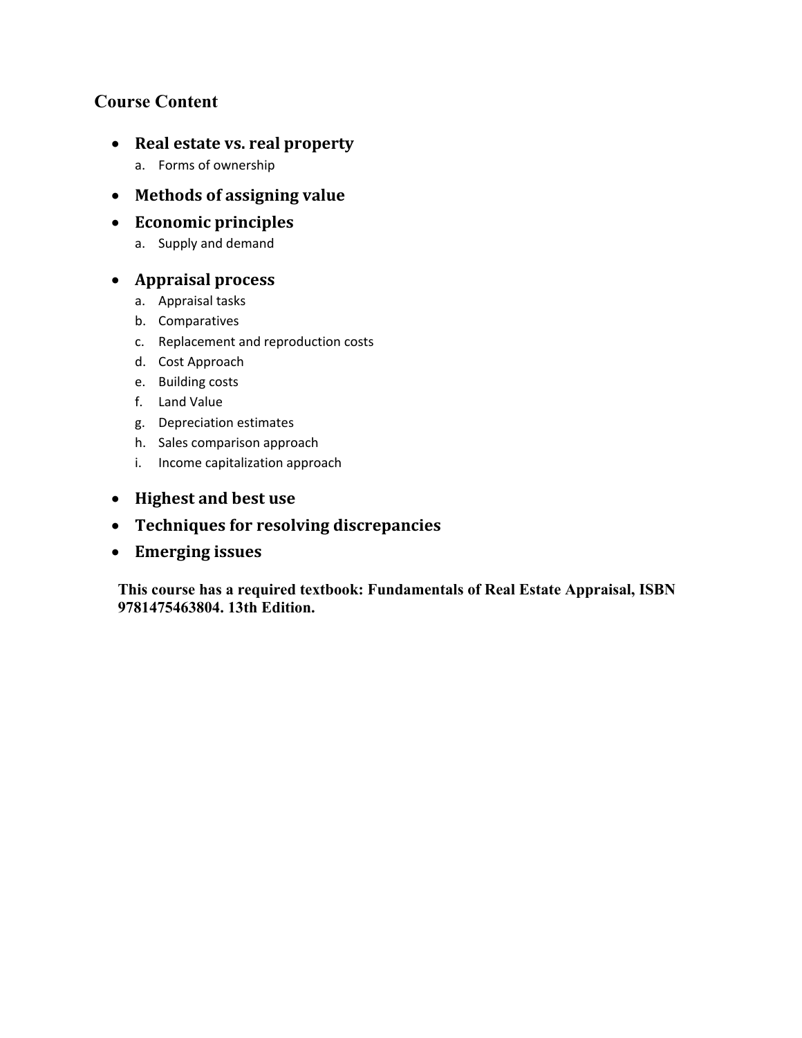## Course Content

- **Real estate vs. real property**
  a. Forms of ownership
- **Methods of assigning value**
- **Economic principles**
  a. Supply and demand
- **Appraisal process**
  a. Appraisal tasks
  b. Comparatives
  c. Replacement and reproduction costs
  d. Cost Approach
  e. Building costs
  f. Land Value
  g. Depreciation estimates
  h. Sales comparison approach
  i. Income capitalization approach
- **Highest and best use**
- **Techniques for resolving discrepancies**
- **Emerging issues**

**This course has a required textbook: Fundamentals of Real Estate Appraisal, ISBN 9781475463804. 13th Edition.**